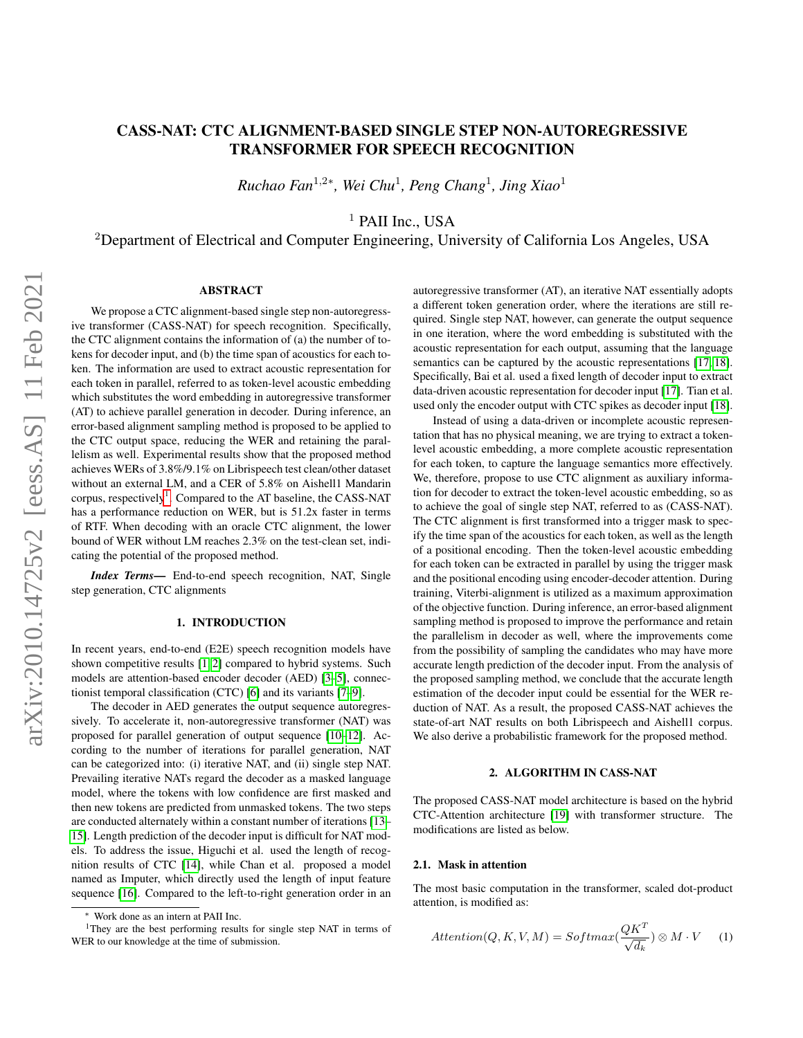# CASS-NAT: CTC ALIGNMENT-BASED SINGLE STEP NON-AUTOREGRESSIVE TRANSFORMER FOR SPEECH RECOGNITION

*Ruchao Fan[1,2*], Wei Chu[1], Peng Chang[1], Jing Xiao[1]*

[1] PAII Inc., USA

[2]Department of Electrical and Computer Engineering, University of California Los Angeles, USA

## ABSTRACT

We propose a CTC alignment-based single step non-autoregressive transformer (CASS-NAT) for speech recognition. Specifically, the CTC alignment contains the information of (a) the number of tokens for decoder input, and (b) the time span of acoustics for each token. The information are used to extract acoustic representation for each token in parallel, referred to as token-level acoustic embedding which substitutes the word embedding in autoregressive transformer (AT) to achieve parallel generation in decoder. During inference, an error-based alignment sampling method is proposed to be applied to the CTC output space, reducing the WER and retaining the parallelism as well. Experimental results show that the proposed method achieves WERs of 3.8%/9.1% on Librispeech test clean/other dataset without an external LM, and a CER of 5.8% on Aishell1 Mandarin corpus, respectively[1]. Compared to the AT baseline, the CASS-NAT has a performance reduction on WER, but is 51.2x faster in terms of RTF. When decoding with an oracle CTC alignment, the lower bound of WER without LM reaches 2.3% on the test-clean set, indicating the potential of the proposed method.

***Index Terms*—** End-to-end speech recognition, NAT, Single step generation, CTC alignments

## 1. INTRODUCTION

In recent years, end-to-end (E2E) speech recognition models have shown competitive results [1, 2] compared to hybrid systems. Such models are attention-based encoder decoder (AED) [3–5], connectionist temporal classification (CTC) [6] and its variants [7–9].

The decoder in AED generates the output sequence autoregressively. To accelerate it, non-autoregressive transformer (NAT) was proposed for parallel generation of output sequence [10–12]. According to the number of iterations for parallel generation, NAT can be categorized into: (i) iterative NAT, and (ii) single step NAT. Prevailing iterative NATs regard the decoder as a masked language model, where the tokens with low confidence are first masked and then new tokens are predicted from unmasked tokens. The two steps are conducted alternately within a constant number of iterations [13–15]. Length prediction of the decoder input is difficult for NAT models. To address the issue, Higuchi et al. used the length of recognition results of CTC [14], while Chan et al. proposed a model named as Imputer, which directly used the length of input feature sequence [16]. Compared to the left-to-right generation order in an autoregressive transformer (AT), an iterative NAT essentially adopts a different token generation order, where the iterations are still required. Single step NAT, however, can generate the output sequence in one iteration, where the word embedding is substituted with the acoustic representation for each output, assuming that the language semantics can be captured by the acoustic representations [17, 18]. Specifically, Bai et al. used a fixed length of decoder input to extract data-driven acoustic representation for decoder input [17]. Tian et al. used only the encoder output with CTC spikes as decoder input [18].

Instead of using a data-driven or incomplete acoustic representation that has no physical meaning, we are trying to extract a token-level acoustic embedding, a more complete acoustic representation for each token, to capture the language semantics more effectively. We, therefore, propose to use CTC alignment as auxiliary information for decoder to extract the token-level acoustic embedding, so as to achieve the goal of single step NAT, referred to as (CASS-NAT). The CTC alignment is first transformed into a trigger mask to specify the time span of the acoustics for each token, as well as the length of a positional encoding. Then the token-level acoustic embedding for each token can be extracted in parallel by using the trigger mask and the positional encoding using encoder-decoder attention. During training, Viterbi-alignment is utilized as a maximum approximation of the objective function. During inference, an error-based alignment sampling method is proposed to improve the performance and retain the parallelism in decoder as well, where the improvements come from the possibility of sampling the candidates who may have more accurate length prediction of the decoder input. From the analysis of the proposed sampling method, we conclude that the accurate length estimation of the decoder input could be essential for the WER reduction of NAT. As a result, the proposed CASS-NAT achieves the state-of-art NAT results on both Librispeech and Aishell1 corpus. We also derive a probabilistic framework for the proposed method.

## 2. ALGORITHM IN CASS-NAT

The proposed CASS-NAT model architecture is based on the hybrid CTC-Attention architecture [19] with transformer structure. The modifications are listed as below.

### 2.1. Mask in attention

The most basic computation in the transformer, scaled dot-product attention, is modified as:

$$Attention(Q, K, V, M) = Softmax(\frac{QK^T}{\sqrt{d_k}}) \otimes M \cdot V \quad (1)$$

* Work done as an intern at PAII Inc.

[1]They are the best performing results for single step NAT in terms of WER to our knowledge at the time of submission.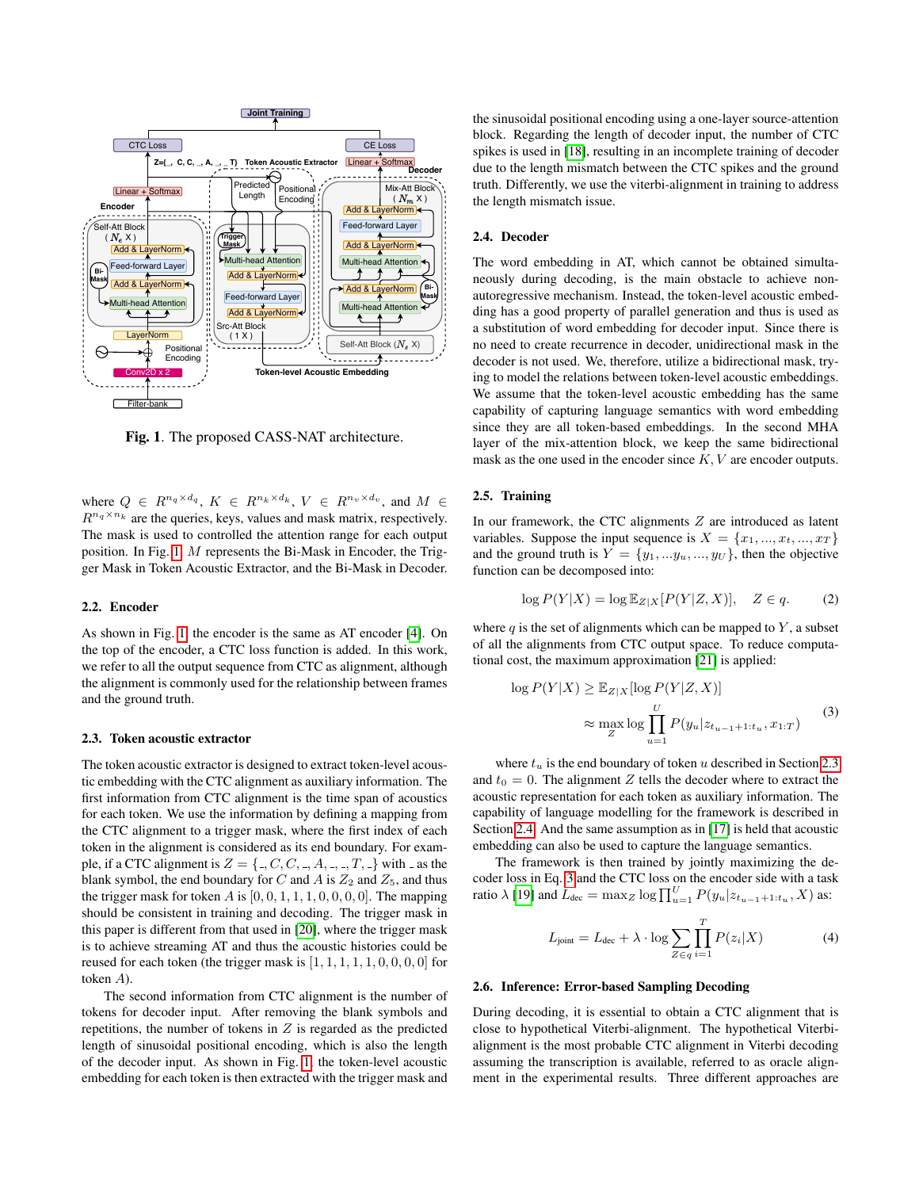**Fig. 1**. The proposed CASS-NAT architecture.

where $Q \in R^{n_q \times d_q}$, $K \in R^{n_k \times d_k}$, $V \in R^{n_v \times d_v}$, and $M \in R^{n_q \times n_k}$ are the queries, keys, values and mask matrix, respectively. The mask is used to controlled the attention range for each output position. In Fig. 1, $M$ represents the Bi-Mask in Encoder, the Trigger Mask in Token Acoustic Extractor, and the Bi-Mask in Decoder.

### 2.2. Encoder

As shown in Fig. 1, the encoder is the same as AT encoder [4]. On the top of the encoder, a CTC loss function is added. In this work, we refer to all the output sequence from CTC as alignment, although the alignment is commonly used for the relationship between frames and the ground truth.

### 2.3. Token acoustic extractor

The token acoustic extractor is designed to extract token-level acoustic embedding with the CTC alignment as auxiliary information. The first information from CTC alignment is the time span of acoustics for each token. We use the information by defining a mapping from the CTC alignment to a trigger mask, where the first index of each token in the alignment is considered as its end boundary. For example, if a CTC alignment is $Z = \{\_, C, C, \_, A, \_, \_, T, \_\}$ with _ as the blank symbol, the end boundary for $C$ and $A$ is $Z_2$ and $Z_5$, and thus the trigger mask for token $A$ is $[0, 0, 1, 1, 1, 0, 0, 0, 0]$. The mapping should be consistent in training and decoding. The trigger mask in this paper is different from that used in [20], where the trigger mask is to achieve streaming AT and thus the acoustic histories could be reused for each token (the trigger mask is $[1, 1, 1, 1, 1, 0, 0, 0, 0]$ for token $A$).

The second information from CTC alignment is the number of tokens for decoder input. After removing the blank symbols and repetitions, the number of tokens in $Z$ is regarded as the predicted length of sinusoidal positional encoding, which is also the length of the decoder input. As shown in Fig. 1, the token-level acoustic embedding for each token is then extracted with the trigger mask and the sinusoidal positional encoding using a one-layer source-attention block. Regarding the length of decoder input, the number of CTC spikes is used in [18], resulting in an incomplete training of decoder due to the length mismatch between the CTC spikes and the ground truth. Differently, we use the viterbi-alignment in training to address the length mismatch issue.

### 2.4. Decoder

The word embedding in AT, which cannot be obtained simultaneously during decoding, is the main obstacle to achieve non-autoregressive mechanism. Instead, the token-level acoustic embedding has a good property of parallel generation and thus is used as a substitution of word embedding for decoder input. Since there is no need to create recurrence in decoder, unidirectional mask in the decoder is not used. We, therefore, utilize a bidirectional mask, trying to model the relations between token-level acoustic embeddings. We assume that the token-level acoustic embedding has the same capability of capturing language semantics with word embedding since they are all token-based embeddings. In the second MHA layer of the mix-attention block, we keep the same bidirectional mask as the one used in the encoder since $K, V$ are encoder outputs.

### 2.5. Training

In our framework, the CTC alignments $Z$ are introduced as latent variables. Suppose the input sequence is $X = \{x_1, ..., x_t, ..., x_T\}$ and the ground truth is $Y = \{y_1, ...y_u, ..., y_U\}$, then the objective function can be decomposed into:

$$\log P(Y|X) = \log \mathbb{E}_{Z|X}[P(Y|Z, X)], \quad Z \in q. \tag{2}$$

where $q$ is the set of alignments which can be mapped to $Y$, a subset of all the alignments from CTC output space. To reduce computational cost, the maximum approximation [21] is applied:

$$\begin{aligned} \log P(Y|X) &\geq \mathbb{E}_{Z|X}[\log P(Y|Z, X)] \\ &\approx \max_Z \log \prod_{u=1}^{U} P(y_u | z_{t_{u-1}+1:t_u}, x_{1:T}) \end{aligned} \tag{3}$$

where $t_u$ is the end boundary of token $u$ described in Section 2.3 and $t_0 = 0$. The alignment $Z$ tells the decoder where to extract the acoustic representation for each token as auxiliary information. The capability of language modelling for the framework is described in Section 2.4. And the same assumption as in [17] is held that acoustic embedding can also be used to capture the language semantics.

The framework is then trained by jointly maximizing the decoder loss in Eq. 3 and the CTC loss on the encoder side with a task ratio $\lambda$ [19] and $L_{\text{dec}} = \max_Z \log \prod_{u=1}^{U} P(y_u | z_{t_{u-1}+1:t_u}, X)$ as:

$$L_{\text{joint}} = L_{\text{dec}} + \lambda \cdot \log \sum_{Z \in q} \prod_{i=1}^{T} P(z_i|X) \tag{4}$$

### 2.6. Inference: Error-based Sampling Decoding

During decoding, it is essential to obtain a CTC alignment that is close to hypothetical Viterbi-alignment. The hypothetical Viterbi-alignment is the most probable CTC alignment in Viterbi decoding assuming the transcription is available, referred to as oracle alignment in the experimental results. Three different approaches are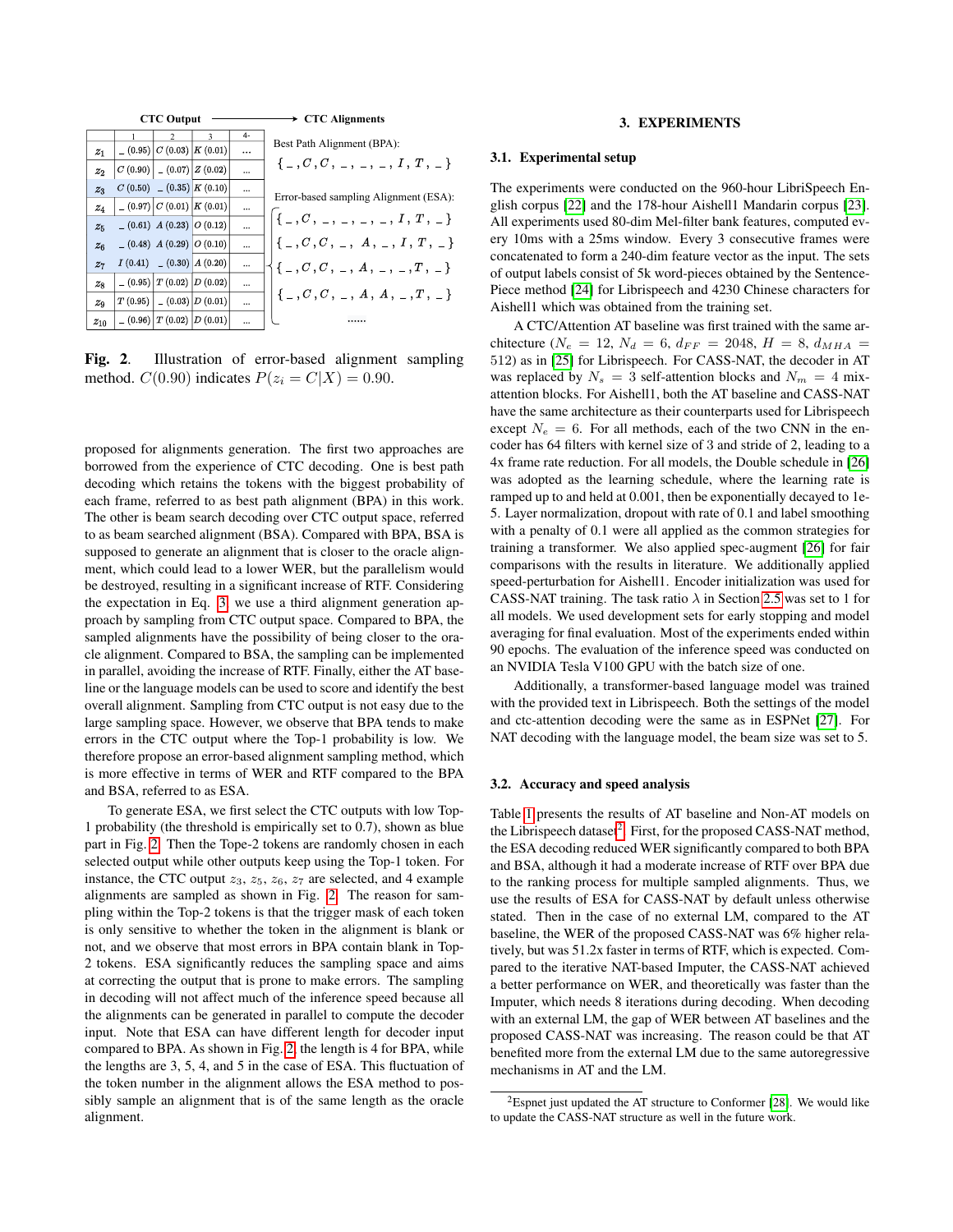**CTC Output** ⟶ **CTC Alignments**

| | 1 | 2 | 3 | 4· |
|---|---|---|---|---|
| $z_1$ | _ (0.95) | $C$ (0.03) | $K$ (0.01) | ... |
| $z_2$ | $C$ (0.90) | _ (0.07) | $Z$ (0.02) | ... |
| $z_3$ | $C$ (0.50) | _ (0.35) | $K$ (0.10) | ... |
| $z_4$ | _ (0.97) | $C$ (0.01) | $K$ (0.01) | ... |
| $z_5$ | _ (0.61) | $A$ (0.23) | $O$ (0.12) | ... |
| $z_6$ | _ (0.48) | $A$ (0.29) | $O$ (0.10) | ... |
| $z_7$ | $I$ (0.41) | _ (0.30) | $A$ (0.20) | ... |
| $z_8$ | _ (0.95) | $T$ (0.02) | $D$ (0.02) | ... |
| $z_9$ | $T$ (0.95) | _ (0.03) | $D$ (0.01) | ... |
| $z_{10}$ | _ (0.96) | $T$ (0.02) | $D$ (0.01) | ... |

Best Path Alignment (BPA):
{ _ , $C$ , $C$ , _ , _ , _ , $I$ , $T$ , _ }

Error-based sampling Alignment (ESA):
{ _ , $C$ , _ , _ , _ , _ , $I$ , $T$ , _ }
{ _ , $C$ , $C$ , _ , $A$ , _ , $I$ , $T$ , _ }
{ _ , $C$ , $C$ , _ , $A$ , _ , _ , $T$ , _ }
{ _ , $C$ , $C$ , _ , $A$ , $A$ , _ , $T$ , _ }
......

**Fig. 2**. Illustration of error-based alignment sampling method. $C(0.90)$ indicates $P(z_i = C|X) = 0.90$.

proposed for alignments generation. The first two approaches are borrowed from the experience of CTC decoding. One is best path decoding which retains the tokens with the biggest probability of each frame, referred to as best path alignment (BPA) in this work. The other is beam search decoding over CTC output space, referred to as beam searched alignment (BSA). Compared with BPA, BSA is supposed to generate an alignment that is closer to the oracle alignment, which could lead to a lower WER, but the parallelism would be destroyed, resulting in a significant increase of RTF. Considering the expectation in Eq. 3, we use a third alignment generation approach by sampling from CTC output space. Compared to BPA, the sampled alignments have the possibility of being closer to the oracle alignment. Compared to BSA, the sampling can be implemented in parallel, avoiding the increase of RTF. Finally, either the AT baseline or the language models can be used to score and identify the best overall alignment. Sampling from CTC output is not easy due to the large sampling space. However, we observe that BPA tends to make errors in the CTC output where the Top-1 probability is low. We therefore propose an error-based alignment sampling method, which is more effective in terms of WER and RTF compared to the BPA and BSA, referred to as ESA.

To generate ESA, we first select the CTC outputs with low Top-1 probability (the threshold is empirically set to 0.7), shown as blue part in Fig. 2. Then the Tope-2 tokens are randomly chosen in each selected output while other outputs keep using the Top-1 token. For instance, the CTC output $z_3$, $z_5$, $z_6$, $z_7$ are selected, and 4 example alignments are sampled as shown in Fig. 2. The reason for sampling within the Top-2 tokens is that the trigger mask of each token is only sensitive to whether the token in the alignment is blank or not, and we observe that most errors in BPA contain blank in Top-2 tokens. ESA significantly reduces the sampling space and aims at correcting the output that is prone to make errors. The sampling in decoding will not affect much of the inference speed because all the alignments can be generated in parallel to compute the decoder input. Note that ESA can have different length for decoder input compared to BPA. As shown in Fig. 2, the length is 4 for BPA, while the lengths are 3, 5, 4, and 5 in the case of ESA. This fluctuation of the token number in the alignment allows the ESA method to possibly sample an alignment that is of the same length as the oracle alignment.

## 3. EXPERIMENTS

### 3.1. Experimental setup

The experiments were conducted on the 960-hour LibriSpeech English corpus [22] and the 178-hour Aishell1 Mandarin corpus [23]. All experiments used 80-dim Mel-filter bank features, computed every 10ms with a 25ms window. Every 3 consecutive frames were concatenated to form a 240-dim feature vector as the input. The sets of output labels consist of 5k word-pieces obtained by the SentencePiece method [24] for Librispeech and 4230 Chinese characters for Aishell1 which was obtained from the training set.

A CTC/Attention AT baseline was first trained with the same architecture ($N_e = 12$, $N_d = 6$, $d_{FF} = 2048$, $H = 8$, $d_{MHA} = 512$) as in [25] for Librispeech. For CASS-NAT, the decoder in AT was replaced by $N_s = 3$ self-attention blocks and $N_m = 4$ mix-attention blocks. For Aishell1, both the AT baseline and CASS-NAT have the same architecture as their counterparts used for Librispeech except $N_e = 6$. For all methods, each of the two CNN in the encoder has 64 filters with kernel size of 3 and stride of 2, leading to a 4x frame rate reduction. For all models, the Double schedule in [26] was adopted as the learning schedule, where the learning rate is ramped up to and held at 0.001, then be exponentially decayed to 1e-5. Layer normalization, dropout with rate of 0.1 and label smoothing with a penalty of 0.1 were all applied as the common strategies for training a transformer. We also applied spec-augment [26] for fair comparisons with the results in literature. We additionally applied speed-perturbation for Aishell1. Encoder initialization was used for CASS-NAT training. The task ratio $\lambda$ in Section 2.5 was set to 1 for all models. We used development sets for early stopping and model averaging for final evaluation. Most of the experiments ended within 90 epochs. The evaluation of the inference speed was conducted on an NVIDIA Tesla V100 GPU with the batch size of one.

Additionally, a transformer-based language model was trained with the provided text in Librispeech. Both the settings of the model and ctc-attention decoding were the same as in ESPNet [27]. For NAT decoding with the language model, the beam size was set to 5.

### 3.2. Accuracy and speed analysis

Table 1 presents the results of AT baseline and Non-AT models on the Librispeech dataset[2]. First, for the proposed CASS-NAT method, the ESA decoding reduced WER significantly compared to both BPA and BSA, although it had a moderate increase of RTF over BPA due to the ranking process for multiple sampled alignments. Thus, we use the results of ESA for CASS-NAT by default unless otherwise stated. Then in the case of no external LM, compared to the AT baseline, the WER of the proposed CASS-NAT was 6% higher relatively, but was 51.2x faster in terms of RTF, which is expected. Compared to the iterative NAT-based Imputer, the CASS-NAT achieved a better performance on WER, and theoretically was faster than the Imputer, which needs 8 iterations during decoding. When decoding with an external LM, the gap of WER between AT baselines and the proposed CASS-NAT was increasing. The reason could be that AT benefited more from the external LM due to the same autoregressive mechanisms in AT and the LM.

[2] Espnet just updated the AT structure to Conformer [28]. We would like to update the CASS-NAT structure as well in the future work.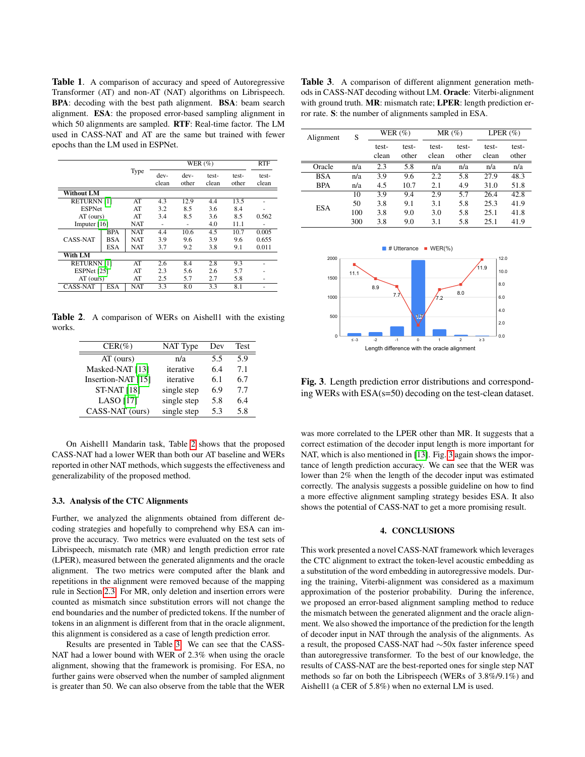**Table 1**. A comparison of accuracy and speed of Autoregressive Transformer (AT) and non-AT (NAT) algorithms on Librispeech. **BPA**: decoding with the best path alignment. **BSA**: beam search alignment. **ESA**: the proposed error-based sampling alignment in which 50 alignments are sampled. **RTF**: Real-time factor. The LM used in CASS-NAT and AT are the same but trained with fewer epochs than the LM used in ESPNet.

| | | Type | WER (%) | | | | RTF |
|---|---|---|---|---|---|---|---|
| | | | dev-clean | dev-other | test-clean | test-other | test-clean |
| **Without LM** | | | | | | | |
| RETURNN [1] | | AT | 4.3 | 12.9 | 4.4 | 13.5 | - |
| ESPNet | | AT | 3.2 | 8.5 | 3.6 | 8.4 | - |
| AT (ours) | | AT | 3.4 | 8.5 | 3.6 | 8.5 | 0.562 |
| Imputer [16] | | NAT | - | - | 4.0 | 11.1 | - |
| CASS-NAT | BPA | NAT | 4.4 | 10.6 | 4.5 | 10.7 | 0.005 |
| | BSA | NAT | 3.9 | 9.6 | 3.9 | 9.6 | 0.655 |
| | ESA | NAT | 3.7 | 9.2 | 3.8 | 9.1 | 0.011 |
| **With LM** | | | | | | | |
| RETURNN [1] | | AT | 2.6 | 8.4 | 2.8 | 9.3 | - |
| ESPNet [25] | | AT | 2.3 | 5.6 | 2.6 | 5.7 | - |
| AT (ours) | | AT | 2.5 | 5.7 | 2.7 | 5.8 | - |
| CASS-NAT | ESA | NAT | 3.3 | 8.0 | 3.3 | 8.1 | - |

**Table 2**. A comparison of WERs on Aishell1 with the existing works.

| CER(%) | NAT Type | Dev | Test |
|---|---|---|---|
| AT (ours) | n/a | 5.5 | 5.9 |
| Masked-NAT [13] | iterative | 6.4 | 7.1 |
| Insertion-NAT [15] | iterative | 6.1 | 6.7 |
| ST-NAT [18] | single step | 6.9 | 7.7 |
| LASO [17] | single step | 5.8 | 6.4 |
| CASS-NAT (ours) | single step | 5.3 | 5.8 |

On Aishell1 Mandarin task, Table 2 shows that the proposed CASS-NAT had a lower WER than both our AT baseline and WERs reported in other NAT methods, which suggests the effectiveness and generalizability of the proposed method.

### 3.3. Analysis of the CTC Alignments

Further, we analyzed the alignments obtained from different decoding strategies and hopefully to comprehend why ESA can improve the accuracy. Two metrics were evaluated on the test sets of Librispeech, mismatch rate (MR) and length prediction error rate (LPER), measured between the generated alignments and the oracle alignment. The two metrics were computed after the blank and repetitions in the alignment were removed because of the mapping rule in Section 2.3. For MR, only deletion and insertion errors were counted as mismatch since substitution errors will not change the end boundaries and the number of predicted tokens. If the number of tokens in an alignment is different from that in the oracle alignment, this alignment is considered as a case of length prediction error.

Results are presented in Table 3. We can see that the CASS-NAT had a lower bound with WER of 2.3% when using the oracle alignment, showing that the framework is promising. For ESA, no further gains were observed when the number of sampled alignment is greater than 50. We can also observe from the table that the WER was more correlated to the LPER other than MR. It suggests that a correct estimation of the decoder input length is more important for NAT, which is also mentioned in [13]. Fig. 3 again shows the importance of length prediction accuracy. We can see that the WER was lower than 2% when the length of the decoder input was estimated correctly. The analysis suggests a possible guideline on how to find a more effective alignment sampling strategy besides ESA. It also shows the potential of CASS-NAT to get a more promising result.

**Table 3**. A comparison of different alignment generation methods in CASS-NAT decoding without LM. **Oracle**: Viterbi-alignment with ground truth. **MR**: mismatch rate; **LPER**: length prediction error rate. **S**: the number of alignments sampled in ESA.

| Alignment | S | WER (%) | | MR (%) | | LPER (%) | |
|---|---|---|---|---|---|---|---|
| | | test-clean | test-other | test-clean | test-other | test-clean | test-other |
| Oracle | n/a | 2.3 | 5.8 | n/a | n/a | n/a | n/a |
| BSA | n/a | 3.9 | 9.6 | 2.2 | 5.8 | 27.9 | 48.3 |
| BPA | n/a | 4.5 | 10.7 | 2.1 | 4.9 | 31.0 | 51.8 |
| ESA | 10 | 3.9 | 9.4 | 2.9 | 5.7 | 26.4 | 42.8 |
| | 50 | 3.8 | 9.1 | 3.1 | 5.8 | 25.3 | 41.9 |
| | 100 | 3.8 | 9.0 | 3.0 | 5.8 | 25.1 | 41.8 |
| | 300 | 3.8 | 9.0 | 3.1 | 5.8 | 25.1 | 41.9 |

**Fig. 3**. Length prediction error distributions and corresponding WERs with ESA(s=50) decoding on the test-clean dataset.

## 4. CONCLUSIONS

This work presented a novel CASS-NAT framework which leverages the CTC alignment to extract the token-level acoustic embedding as a substitution of the word embedding in autoregressive models. During the training, Viterbi-alignment was considered as a maximum approximation of the posterior probability. During the inference, we proposed an error-based alignment sampling method to reduce the mismatch between the generated alignment and the oracle alignment. We also showed the importance of the prediction for the length of decoder input in NAT through the analysis of the alignments. As a result, the proposed CASS-NAT had ~50x faster inference speed than autoregressive transformer. To the best of our knowledge, the results of CASS-NAT are the best-reported ones for single step NAT methods so far on both the Libripseech (WERs of 3.8%/9.1%) and Aishell1 (a CER of 5.8%) when no external LM is used.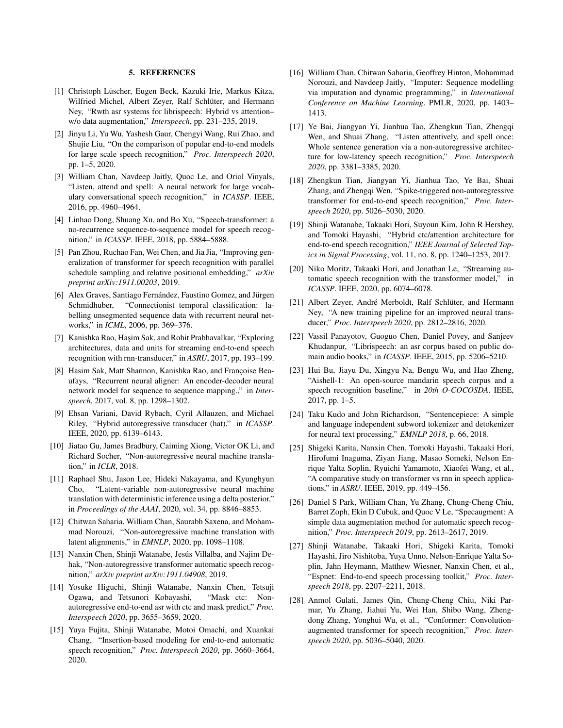## 5. REFERENCES

[1] Christoph Lüscher, Eugen Beck, Kazuki Irie, Markus Kitza, Wilfried Michel, Albert Zeyer, Ralf Schlüter, and Hermann Ney, "Rwth asr systems for librispeech: Hybrid vs attention–w/o data augmentation," *Interspeech*, pp. 231–235, 2019.

[2] Jinyu Li, Yu Wu, Yashesh Gaur, Chengyi Wang, Rui Zhao, and Shujie Liu, "On the comparison of popular end-to-end models for large scale speech recognition," *Proc. Interspeech 2020*, pp. 1–5, 2020.

[3] William Chan, Navdeep Jaitly, Quoc Le, and Oriol Vinyals, "Listen, attend and spell: A neural network for large vocabulary conversational speech recognition," in *ICASSP*. IEEE, 2016, pp. 4960–4964.

[4] Linhao Dong, Shuang Xu, and Bo Xu, "Speech-transformer: a no-recurrence sequence-to-sequence model for speech recognition," in *ICASSP*. IEEE, 2018, pp. 5884–5888.

[5] Pan Zhou, Ruchao Fan, Wei Chen, and Jia Jia, "Improving generalization of transformer for speech recognition with parallel schedule sampling and relative positional embedding," *arXiv preprint arXiv:1911.00203*, 2019.

[6] Alex Graves, Santiago Fernández, Faustino Gomez, and Jürgen Schmidhuber, "Connectionist temporal classification: labelling unsegmented sequence data with recurrent neural networks," in *ICML*, 2006, pp. 369–376.

[7] Kanishka Rao, Haşim Sak, and Rohit Prabhavalkar, "Exploring architectures, data and units for streaming end-to-end speech recognition with rnn-transducer," in *ASRU*, 2017, pp. 193–199.

[8] Hasim Sak, Matt Shannon, Kanishka Rao, and Françoise Beaufays, "Recurrent neural aligner: An encoder-decoder neural network model for sequence to sequence mapping.," in *Interspeech*, 2017, vol. 8, pp. 1298–1302.

[9] Ehsan Variani, David Rybach, Cyril Allauzen, and Michael Riley, "Hybrid autoregressive transducer (hat)," in *ICASSP*. IEEE, 2020, pp. 6139–6143.

[10] Jiatao Gu, James Bradbury, Caiming Xiong, Victor OK Li, and Richard Socher, "Non-autoregressive neural machine translation," in *ICLR*, 2018.

[11] Raphael Shu, Jason Lee, Hideki Nakayama, and Kyunghyun Cho, "Latent-variable non-autoregressive neural machine translation with deterministic inference using a delta posterior," in *Proceedings of the AAAI*, 2020, vol. 34, pp. 8846–8853.

[12] Chitwan Saharia, William Chan, Saurabh Saxena, and Mohammad Norouzi, "Non-autoregressive machine translation with latent alignments," in *EMNLP*, 2020, pp. 1098–1108.

[13] Nanxin Chen, Shinji Watanabe, Jesús Villalba, and Najim Dehak, "Non-autoregressive transformer automatic speech recognition," *arXiv preprint arXiv:1911.04908*, 2019.

[14] Yosuke Higuchi, Shinji Watanabe, Nanxin Chen, Tetsuji Ogawa, and Tetsunori Kobayashi, "Mask ctc: Non-autoregressive end-to-end asr with ctc and mask predict," *Proc. Interspeech 2020*, pp. 3655–3659, 2020.

[15] Yuya Fujita, Shinji Watanabe, Motoi Omachi, and Xuankai Chang, "Insertion-based modeling for end-to-end automatic speech recognition," *Proc. Interspeech 2020*, pp. 3660–3664, 2020.

[16] William Chan, Chitwan Saharia, Geoffrey Hinton, Mohammad Norouzi, and Navdeep Jaitly, "Imputer: Sequence modelling via imputation and dynamic programming," in *International Conference on Machine Learning*. PMLR, 2020, pp. 1403–1413.

[17] Ye Bai, Jiangyan Yi, Jianhua Tao, Zhengkun Tian, Zhengqi Wen, and Shuai Zhang, "Listen attentively, and spell once: Whole sentence generation via a non-autoregressive architecture for low-latency speech recognition," *Proc. Interspeech 2020*, pp. 3381–3385, 2020.

[18] Zhengkun Tian, Jiangyan Yi, Jianhua Tao, Ye Bai, Shuai Zhang, and Zhengqi Wen, "Spike-triggered non-autoregressive transformer for end-to-end speech recognition," *Proc. Interspeech 2020*, pp. 5026–5030, 2020.

[19] Shinji Watanabe, Takaaki Hori, Suyoun Kim, John R Hershey, and Tomoki Hayashi, "Hybrid ctc/attention architecture for end-to-end speech recognition," *IEEE Journal of Selected Topics in Signal Processing*, vol. 11, no. 8, pp. 1240–1253, 2017.

[20] Niko Moritz, Takaaki Hori, and Jonathan Le, "Streaming automatic speech recognition with the transformer model," in *ICASSP*. IEEE, 2020, pp. 6074–6078.

[21] Albert Zeyer, André Merboldt, Ralf Schlüter, and Hermann Ney, "A new training pipeline for an improved neural transducer," *Proc. Interspeech 2020*, pp. 2812–2816, 2020.

[22] Vassil Panayotov, Guoguo Chen, Daniel Povey, and Sanjeev Khudanpur, "Librispeech: an asr corpus based on public domain audio books," in *ICASSP*. IEEE, 2015, pp. 5206–5210.

[23] Hui Bu, Jiayu Du, Xingyu Na, Bengu Wu, and Hao Zheng, "Aishell-1: An open-source mandarin speech corpus and a speech recognition baseline," in *20th O-COCOSDA*. IEEE, 2017, pp. 1–5.

[24] Taku Kudo and John Richardson, "Sentencepiece: A simple and language independent subword tokenizer and detokenizer for neural text processing," *EMNLP 2018*, p. 66, 2018.

[25] Shigeki Karita, Nanxin Chen, Tomoki Hayashi, Takaaki Hori, Hirofumi Inaguma, Ziyan Jiang, Masao Someki, Nelson Enrique Yalta Soplin, Ryuichi Yamamoto, Xiaofei Wang, et al., "A comparative study on transformer vs rnn in speech applications," in *ASRU*. IEEE, 2019, pp. 449–456.

[26] Daniel S Park, William Chan, Yu Zhang, Chung-Cheng Chiu, Barret Zoph, Ekin D Cubuk, and Quoc V Le, "Specaugment: A simple data augmentation method for automatic speech recognition," *Proc. Interspeech 2019*, pp. 2613–2617, 2019.

[27] Shinji Watanabe, Takaaki Hori, Shigeki Karita, Tomoki Hayashi, Jiro Nishitoba, Yuya Unno, Nelson-Enrique Yalta Soplin, Jahn Heymann, Matthew Wiesner, Nanxin Chen, et al., "Espnet: End-to-end speech processing toolkit," *Proc. Interspeech 2018*, pp. 2207–2211, 2018.

[28] Anmol Gulati, James Qin, Chung-Cheng Chiu, Niki Parmar, Yu Zhang, Jiahui Yu, Wei Han, Shibo Wang, Zhengdong Zhang, Yonghui Wu, et al., "Conformer: Convolution-augmented transformer for speech recognition," *Proc. Interspeech 2020*, pp. 5036–5040, 2020.